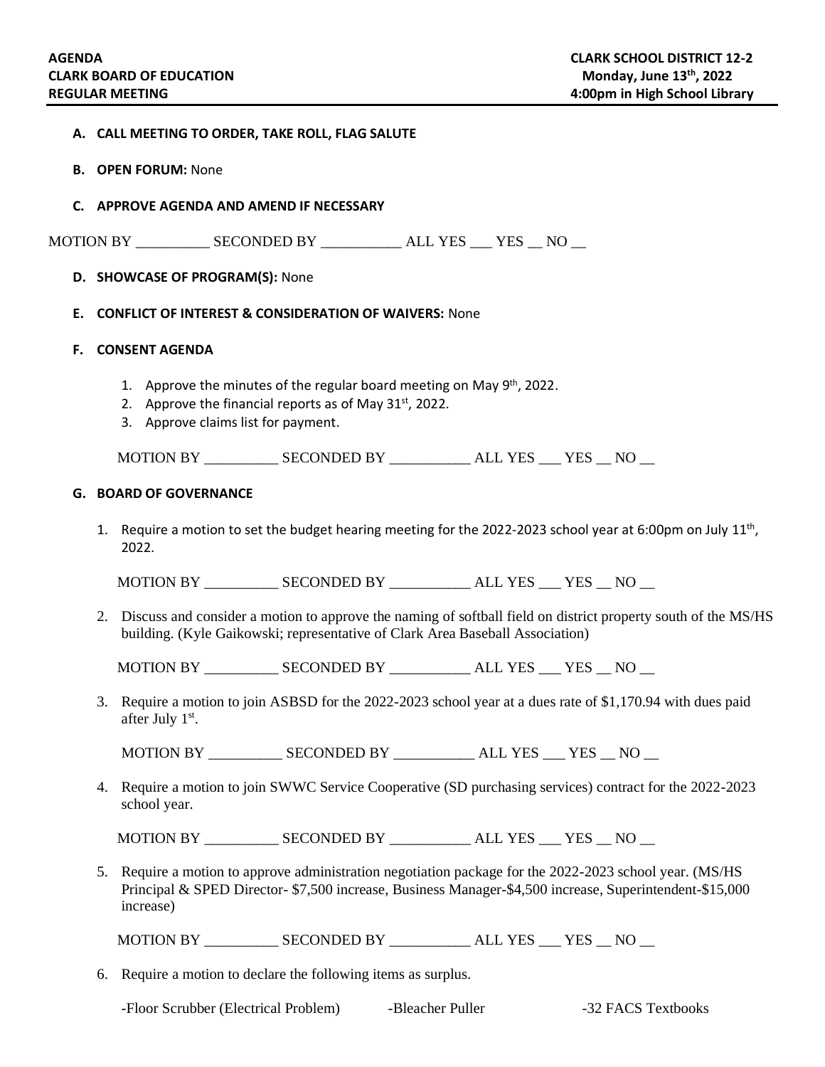**AGENDA**
**CLARK BOARD OF EDUCATION**
**REGULAR MEETING**

**CLARK SCHOOL DISTRICT 12-2**
**Monday, June 13th, 2022**
**4:00pm in High School Library**

---

**A. CALL MEETING TO ORDER, TAKE ROLL, FLAG SALUTE**

**B. OPEN FORUM:** None

**C. APPROVE AGENDA AND AMEND IF NECESSARY**

MOTION BY __________ SECONDED BY ___________ ALL YES ___ YES __ NO __

**D. SHOWCASE OF PROGRAM(S):** None

**E. CONFLICT OF INTEREST & CONSIDERATION OF WAIVERS:** None

**F. CONSENT AGENDA**

1. Approve the minutes of the regular board meeting on May 9th, 2022.
2. Approve the financial reports as of May 31st, 2022.
3. Approve claims list for payment.

MOTION BY __________ SECONDED BY ___________ ALL YES ___ YES __ NO __

**G. BOARD OF GOVERNANCE**

1. Require a motion to set the budget hearing meeting for the 2022-2023 school year at 6:00pm on July 11th, 2022.

   MOTION BY __________ SECONDED BY ___________ ALL YES ___ YES __ NO __

2. Discuss and consider a motion to approve the naming of softball field on district property south of the MS/HS building. (Kyle Gaikowski; representative of Clark Area Baseball Association)

   MOTION BY __________ SECONDED BY ___________ ALL YES ___ YES __ NO __

3. Require a motion to join ASBSD for the 2022-2023 school year at a dues rate of $1,170.94 with dues paid after July 1st.

   MOTION BY __________ SECONDED BY ___________ ALL YES ___ YES __ NO __

4. Require a motion to join SWWC Service Cooperative (SD purchasing services) contract for the 2022-2023 school year.

   MOTION BY __________ SECONDED BY ___________ ALL YES ___ YES __ NO __

5. Require a motion to approve administration negotiation package for the 2022-2023 school year. (MS/HS Principal & SPED Director- $7,500 increase, Business Manager-$4,500 increase, Superintendent-$15,000 increase)

   MOTION BY __________ SECONDED BY ___________ ALL YES ___ YES __ NO __

6. Require a motion to declare the following items as surplus.

   -Floor Scrubber (Electrical Problem) -Bleacher Puller -32 FACS Textbooks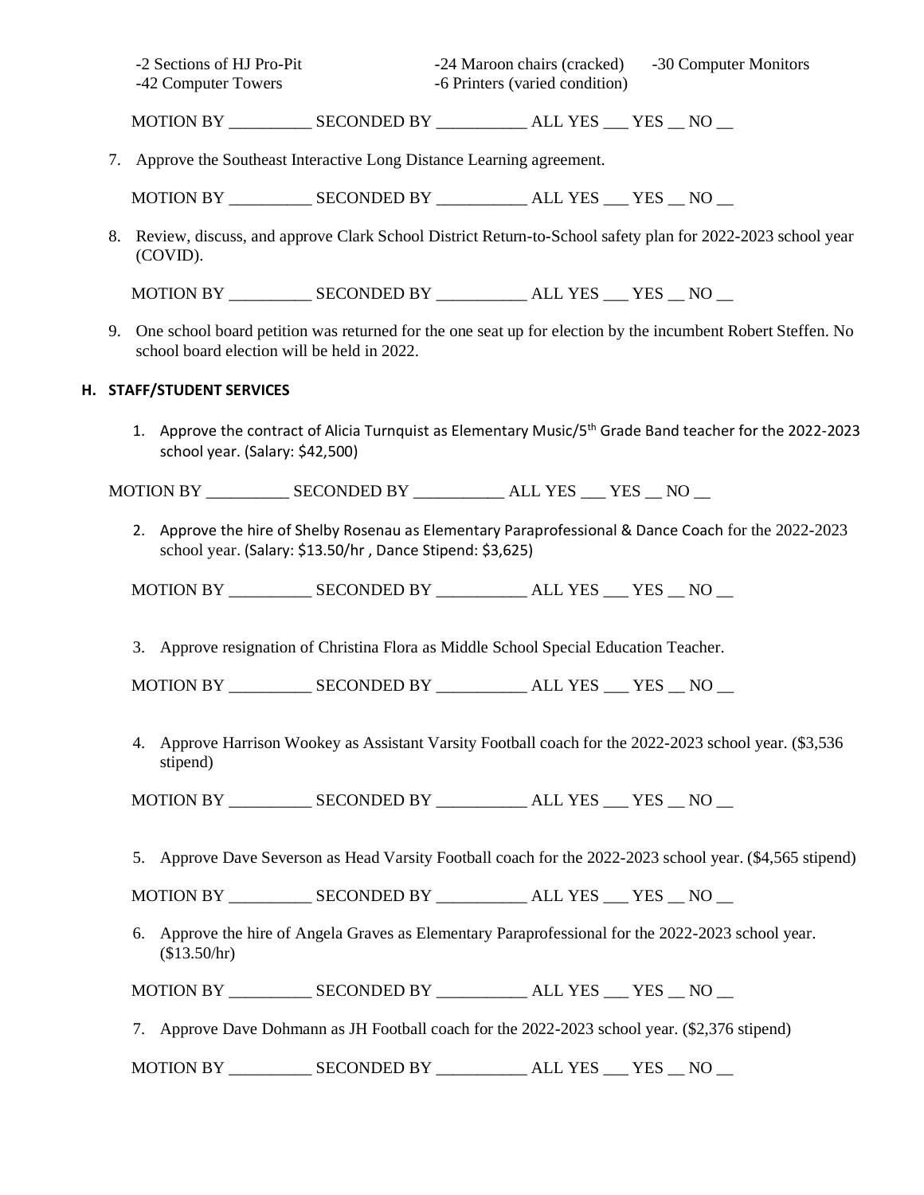-2 Sections of HJ Pro-Pit
-24 Maroon chairs (cracked)
-30 Computer Monitors
-42 Computer Towers
-6 Printers (varied condition)

MOTION BY __________ SECONDED BY ___________ ALL YES ___ YES __ NO __

7. Approve the Southeast Interactive Long Distance Learning agreement.

   MOTION BY __________ SECONDED BY ___________ ALL YES ___ YES __ NO __

8. Review, discuss, and approve Clark School District Return-to-School safety plan for 2022-2023 school year (COVID).

   MOTION BY __________ SECONDED BY ___________ ALL YES ___ YES __ NO __

9. One school board petition was returned for the one seat up for election by the incumbent Robert Steffen. No school board election will be held in 2022.

## H. STAFF/STUDENT SERVICES

1. Approve the contract of Alicia Turnquist as Elementary Music/5th Grade Band teacher for the 2022-2023 school year. (Salary: $42,500)

MOTION BY __________ SECONDED BY ___________ ALL YES ___ YES __ NO __

2. Approve the hire of Shelby Rosenau as Elementary Paraprofessional & Dance Coach for the 2022-2023 school year. (Salary: $13.50/hr , Dance Stipend: $3,625)

   MOTION BY __________ SECONDED BY ___________ ALL YES ___ YES __ NO __

3. Approve resignation of Christina Flora as Middle School Special Education Teacher.

   MOTION BY __________ SECONDED BY ___________ ALL YES ___ YES __ NO __

4. Approve Harrison Wookey as Assistant Varsity Football coach for the 2022-2023 school year. ($3,536 stipend)

   MOTION BY __________ SECONDED BY ___________ ALL YES ___ YES __ NO __

5. Approve Dave Severson as Head Varsity Football coach for the 2022-2023 school year. ($4,565 stipend)

   MOTION BY __________ SECONDED BY ___________ ALL YES ___ YES __ NO __

6. Approve the hire of Angela Graves as Elementary Paraprofessional for the 2022-2023 school year. ($13.50/hr)

   MOTION BY __________ SECONDED BY ___________ ALL YES ___ YES __ NO __

7. Approve Dave Dohmann as JH Football coach for the 2022-2023 school year. ($2,376 stipend)

   MOTION BY __________ SECONDED BY ___________ ALL YES ___ YES __ NO __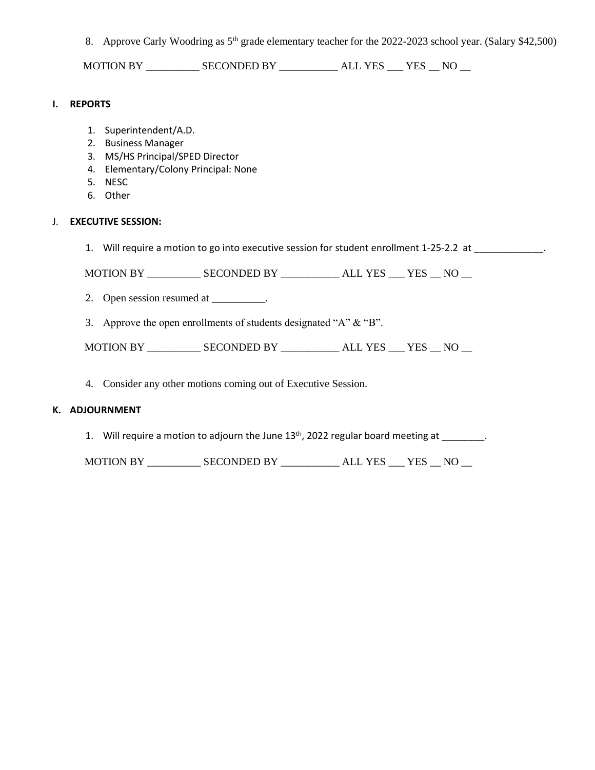8. Approve Carly Woodring as 5th grade elementary teacher for the 2022-2023 school year. (Salary $42,500)

MOTION BY __________ SECONDED BY ___________ ALL YES ___ YES __ NO __

**I. REPORTS**

1. Superintendent/A.D.
2. Business Manager
3. MS/HS Principal/SPED Director
4. Elementary/Colony Principal: None
5. NESC
6. Other

J. **EXECUTIVE SESSION:**

1. Will require a motion to go into executive session for student enrollment 1-25-2.2 at _____________.

MOTION BY __________ SECONDED BY ___________ ALL YES ___ YES __ NO __

2. Open session resumed at __________.

3. Approve the open enrollments of students designated "A" & "B".

MOTION BY __________ SECONDED BY ___________ ALL YES ___ YES __ NO __

4. Consider any other motions coming out of Executive Session.

**K. ADJOURNMENT**

1. Will require a motion to adjourn the June 13th, 2022 regular board meeting at ________.

MOTION BY __________ SECONDED BY ___________ ALL YES ___ YES __ NO __